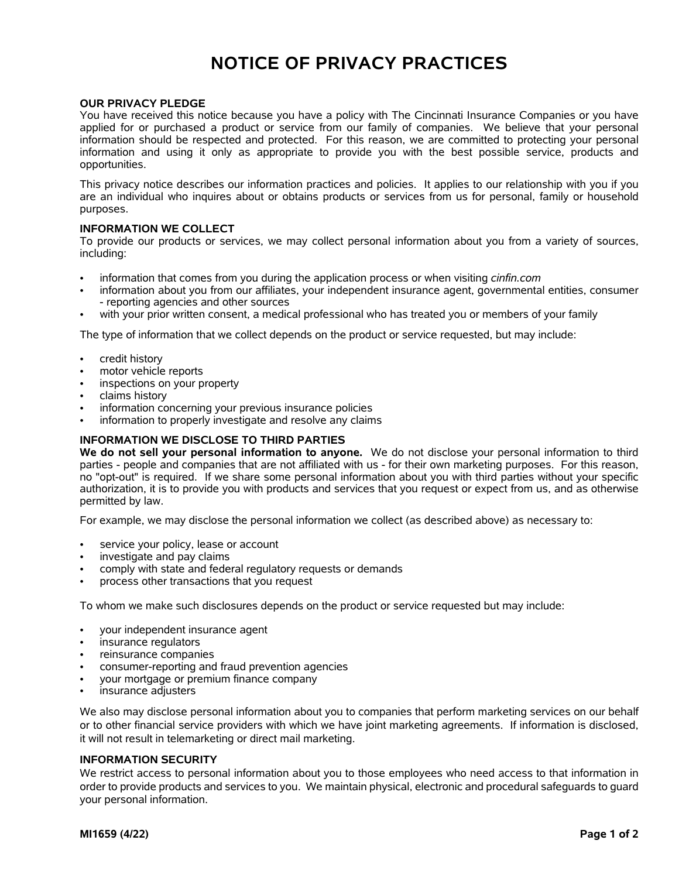# NOTICE OF PRIVACY PRACTICES

## OUR PRIVACY PLEDGE

You have received this notice because you have a policy with The Cincinnati Insurance Companies or you have applied for or purchased a product or service from our family of companies. We believe that your personal information should be respected and protected. For this reason, we are committed to protecting your personal information and using it only as appropriate to provide you with the best possible service, products and opportunities.

This privacy notice describes our information practices and policies. It applies to our relationship with you if you are an individual who inquires about or obtains products or services from us for personal, family or household purposes.

## INFORMATION WE COLLECT

To provide our products or services, we may collect personal information about you from a variety of sources, including:

- information that comes from you during the application process or when visiting *cinfin.com*
- information about you from our affiliates, your independent insurance agent, governmental entities, consumer - reporting agencies and other sources
- with your prior written consent, a medical professional who has treated you or members of your family

The type of information that we collect depends on the product or service requested, but may include:

- credit history
- motor vehicle reports
- inspections on your property
- claims history
- information concerning your previous insurance policies
- information to properly investigate and resolve any claims

## INFORMATION WE DISCLOSE TO THIRD PARTIES

**We do not sell your personal information to anyone.** We do not disclose your personal information to third parties - people and companies that are not affiliated with us - for their own marketing purposes. For this reason, no "opt-out" is required. If we share some personal information about you with third parties without your specific authorization, it is to provide you with products and services that you request or expect from us, and as otherwise permitted by law.

For example, we may disclose the personal information we collect (as described above) as necessary to:

- service your policy, lease or account
- investigate and pay claims
- comply with state and federal regulatory requests or demands
- process other transactions that you request

To whom we make such disclosures depends on the product or service requested but may include:

- your independent insurance agent
- insurance regulators
- reinsurance companies
- consumer-reporting and fraud prevention agencies
- your mortgage or premium finance company
- insurance adjusters

We also may disclose personal information about you to companies that perform marketing services on our behalf or to other financial service providers with which we have joint marketing agreements. If information is disclosed, it will not result in telemarketing or direct mail marketing.

## INFORMATION SECURITY

We restrict access to personal information about you to those employees who need access to that information in order to provide products and services to you. We maintain physical, electronic and procedural safeguards to guard your personal information.

MI1659 (4/22)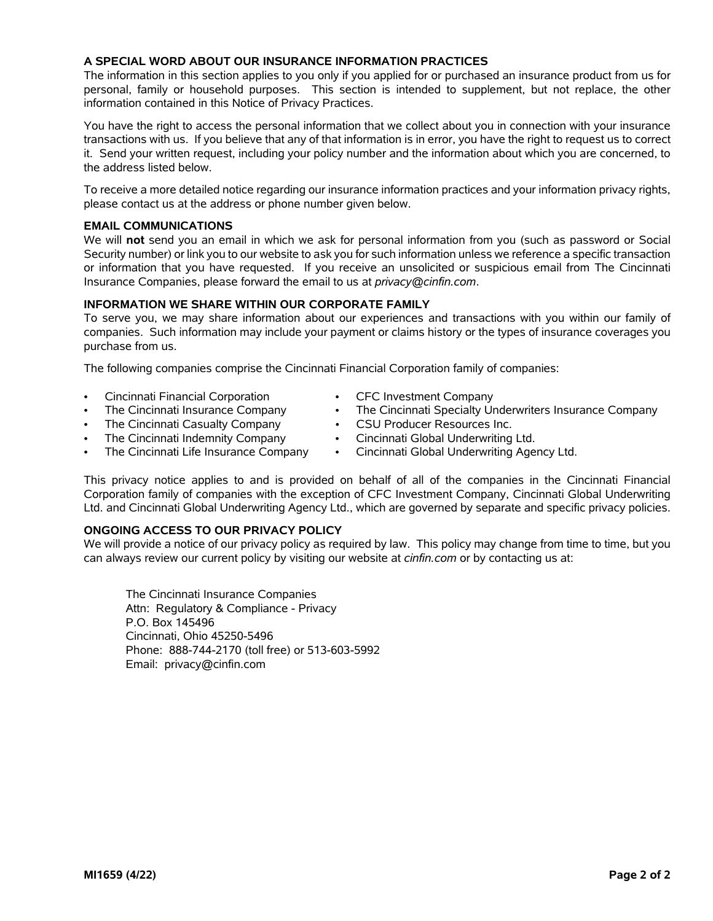## A SPECIAL WORD ABOUT OUR INSURANCE INFORMATION PRACTICES

The information in this section applies to you only if you applied for or purchased an insurance product from us for personal, family or household purposes. This section is intended to supplement, but not replace, the other information contained in this Notice of Privacy Practices.

You have the right to access the personal information that we collect about you in connection with your insurance transactions with us. If you believe that any of that information is in error, you have the right to request us to correct it. Send your written request, including your policy number and the information about which you are concerned, to the address listed below.

To receive a more detailed notice regarding our insurance information practices and your information privacy rights, please contact us at the address or phone number given below.

## EMAIL COMMUNICATIONS

We will **not** send you an email in which we ask for personal information from you (such as password or Social Security number) or link you to our website to ask you for such information unless we reference a specific transaction or information that you have requested. If you receive an unsolicited or suspicious email from The Cincinnati Insurance Companies, please forward the email to us at *privacy@cinfin.com*.

## INFORMATION WE SHARE WITHIN OUR CORPORATE FAMILY

To serve you, we may share information about our experiences and transactions with you within our family of companies. Such information may include your payment or claims history or the types of insurance coverages you purchase from us.

The following companies comprise the Cincinnati Financial Corporation family of companies:

- Cincinnati Financial Corporation
- The Cincinnati Insurance Company
- The Cincinnati Casualty Company
- The Cincinnati Indemnity Company
- The Cincinnati Life Insurance Company
- CFC Investment Company
- The Cincinnati Specialty Underwriters Insurance Company
- CSU Producer Resources Inc.
- Cincinnati Global Underwriting Ltd.
- Cincinnati Global Underwriting Agency Ltd.

This privacy notice applies to and is provided on behalf of all of the companies in the Cincinnati Financial Corporation family of companies with the exception of CFC Investment Company, Cincinnati Global Underwriting Ltd. and Cincinnati Global Underwriting Agency Ltd., which are governed by separate and specific privacy policies.

## ONGOING ACCESS TO OUR PRIVACY POLICY

We will provide a notice of our privacy policy as required by law. This policy may change from time to time, but you can always review our current policy by visiting our website at *cinfin.com* or by contacting us at:

The Cincinnati Insurance Companies
Attn: Regulatory & Compliance - Privacy
P.O. Box 145496
Cincinnati, Ohio 45250-5496
Phone: 888-744-2170 (toll free) or 513-603-5992
Email: privacy@cinfin.com

**MI1659 (4/22)**